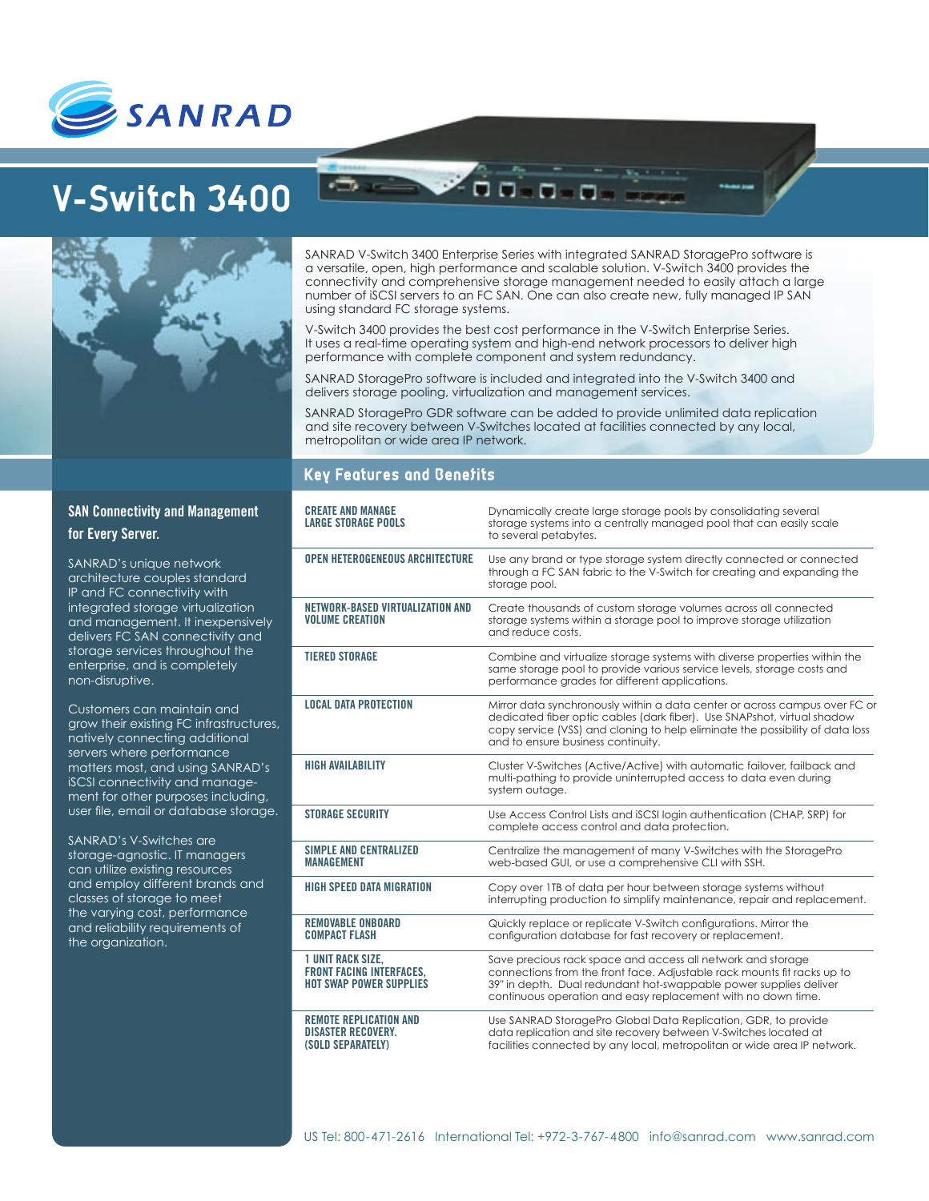SANRAD

# V-Switch 3400

SANRAD V-Switch 3400 Enterprise Series with integrated SANRAD StoragePro software is a versatile, open, high performance and scalable solution. V-Switch 3400 provides the connectivity and comprehensive storage management needed to easily attach a large number of iSCSI servers to an FC SAN. One can also create new, fully managed IP SAN using standard FC storage systems.

V-Switch 3400 provides the best cost performance in the V-Switch Enterprise Series. It uses a real-time operating system and high-end network processors to deliver high performance with complete component and system redundancy.

SANRAD StoragePro software is included and integrated into the V-Switch 3400 and delivers storage pooling, virtualization and management services.

SANRAD StoragePro GDR software can be added to provide unlimited data replication and site recovery between V-Switches located at facilities connected by any local, metropolitan or wide area IP network.

## SAN Connectivity and Management for Every Server.

SANRAD's unique network architecture couples standard IP and FC connectivity with integrated storage virtualization and management. It inexpensively delivers FC SAN connectivity and storage services throughout the enterprise, and is completely non-disruptive.

Customers can maintain and grow their existing FC infrastructures, natively connecting additional servers where performance matters most, and using SANRAD's iSCSI connectivity and management for other purposes including, user file, email or database storage.

SANRAD's V-Switches are storage-agnostic. IT managers can utilize existing resources and employ different brands and classes of storage to meet the varying cost, performance and reliability requirements of the organization.

## Key Features and Benefits

| | |
|---|---|
| **CREATE AND MANAGE LARGE STORAGE POOLS** | Dynamically create large storage pools by consolidating several storage systems into a centrally managed pool that can easily scale to several petabytes. |
| **OPEN HETEROGENEOUS ARCHITECTURE** | Use any brand or type storage system directly connected or connected through a FC SAN fabric to the V-Switch for creating and expanding the storage pool. |
| **NETWORK-BASED VIRTUALIZATION AND VOLUME CREATION** | Create thousands of custom storage volumes across all connected storage systems within a storage pool to improve storage utilization and reduce costs. |
| **TIERED STORAGE** | Combine and virtualize storage systems with diverse properties within the same storage pool to provide various service levels, storage costs and performance grades for different applications. |
| **LOCAL DATA PROTECTION** | Mirror data synchronously within a data center or across campus over FC or dedicated fiber optic cables (dark fiber). Use SNAPshot, virtual shadow copy service (VSS) and cloning to help eliminate the possibility of data loss and to ensure business continuity. |
| **HIGH AVAILABILITY** | Cluster V-Switches (Active/Active) with automatic failover, failback and multi-pathing to provide uninterrupted access to data even during system outage. |
| **STORAGE SECURITY** | Use Access Control Lists and iSCSI login authentication (CHAP, SRP) for complete access control and data protection. |
| **SIMPLE AND CENTRALIZED MANAGEMENT** | Centralize the management of many V-Switches with the StoragePro web-based GUI, or use a comprehensive CLI with SSH. |
| **HIGH SPEED DATA MIGRATION** | Copy over 1TB of data per hour between storage systems without interrupting production to simplify maintenance, repair and replacement. |
| **REMOVABLE ONBOARD COMPACT FLASH** | Quickly replace or replicate V-Switch configurations. Mirror the configuration database for fast recovery or replacement. |
| **1 UNIT RACK SIZE, FRONT FACING INTERFACES, HOT SWAP POWER SUPPLIES** | Save precious rack space and access all network and storage connections from the front face. Adjustable rack mounts fit racks up to 39" in depth. Dual redundant hot-swappable power supplies deliver continuous operation and easy replacement with no down time. |
| **REMOTE REPLICATION AND DISASTER RECOVERY. (SOLD SEPARATELY)** | Use SANRAD StoragePro Global Data Replication, GDR, to provide data replication and site recovery between V-Switches located at facilities connected by any local, metropolitan or wide area IP network. |

US Tel: 800-471-2616 International Tel: +972-3-767-4800 info@sanrad.com www.sanrad.com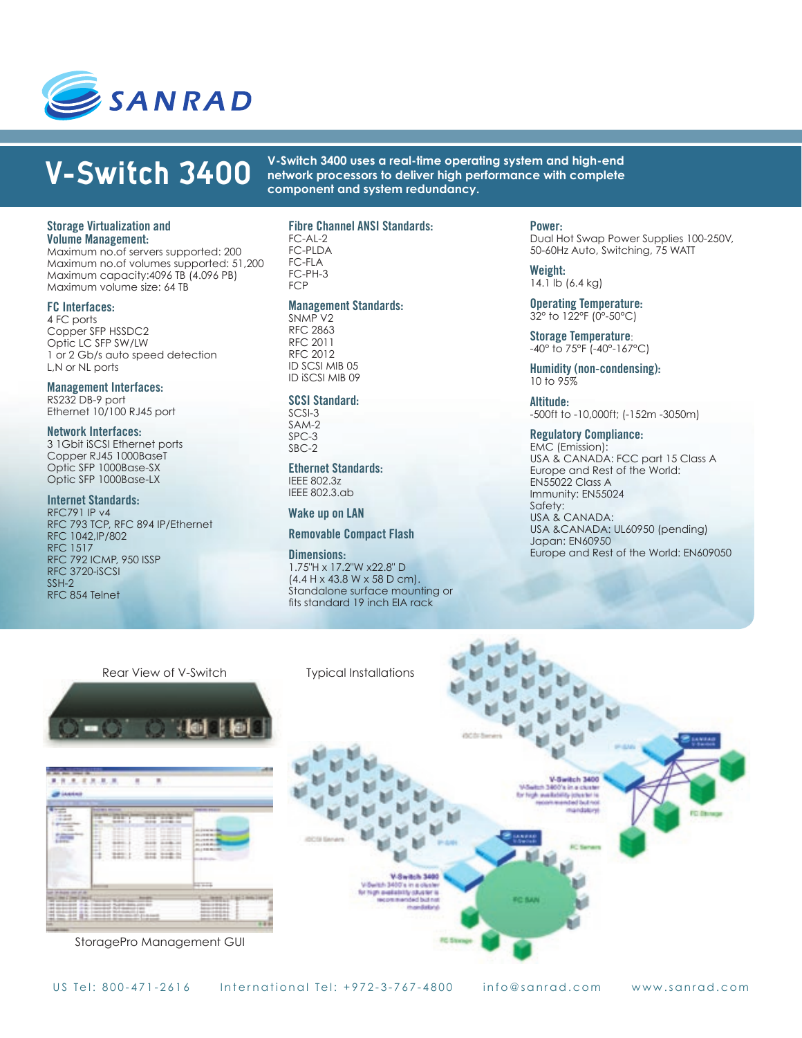# SANRAD

# V-Switch 3400

**V-Switch 3400 uses a real-time operating system and high-end network processors to deliver high performance with complete component and system redundancy.**

### Storage Virtualization and Volume Management:

Maximum no.of servers supported: 200
Maximum no.of volumes supported: 51,200
Maximum capacity:4096 TB (4.096 PB)
Maximum volume size: 64 TB

### FC Interfaces:

4 FC ports
Copper SFP HSSDC2
Optic LC SFP SW/LW
1 or 2 Gb/s auto speed detection
L,N or NL ports

### Management Interfaces:

RS232 DB-9 port
Ethernet 10/100 RJ45 port

### Network Interfaces:

3 1Gbit iSCSI Ethernet ports
Copper RJ45 1000BaseT
Optic SFP 1000Base-SX
Optic SFP 1000Base-LX

### Internet Standards:

RFC791 IP v4
RFC 793 TCP, RFC 894 IP/Ethernet
RFC 1042,IP/802
RFC 1517
RFC 792 ICMP, 950 ISSP
RFC 3720-iSCSI
SSH-2
RFC 854 Telnet

### Fibre Channel ANSI Standards:

FC-AL-2
FC-PLDA
FC-FLA
FC-PH-3
FCP

### Management Standards:

SNMP V2
RFC 2863
RFC 2011
RFC 2012
ID SCSI MIB 05
ID iSCSI MIB 09

### SCSI Standard:

SCSI-3
SAM-2
SPC-3
SBC-2

### Ethernet Standards:

IEEE 802.3z
IEEE 802.3.ab

### Wake up on LAN

### Removable Compact Flash

### Dimensions:

1.75"H x 17.2"W x22.8" D
(4.4 H x 43.8 W x 58 D cm).
Standalone surface mounting or fits standard 19 inch EIA rack

### Power:

Dual Hot Swap Power Supplies 100-250V, 50-60Hz Auto, Switching, 75 WATT

### Weight:

14.1 lb (6.4 kg)

### Operating Temperature:

32° to 122°F (0°-50°C)

### Storage Temperature:

-40° to 75°F (-40°-167°C)

### Humidity (non-condensing):

10 to 95%

### Altitude:

-500ft to -10,000ft; (-152m -3050m)

### Regulatory Compliance:

EMC (Emission):
USA & CANADA: FCC part 15 Class A
Europe and Rest of the World:
EN55022 Class A
Immunity: EN55024
Safety:
USA & CANADA:
USA &CANADA: UL60950 (pending)
Japan: EN60950
Europe and Rest of the World: EN609050

Rear View of V-Switch

Typical Installations

StoragePro Management GUI

US Tel: 800-471-2616 International Tel: +972-3-767-4800 info@sanrad.com www.sanrad.com